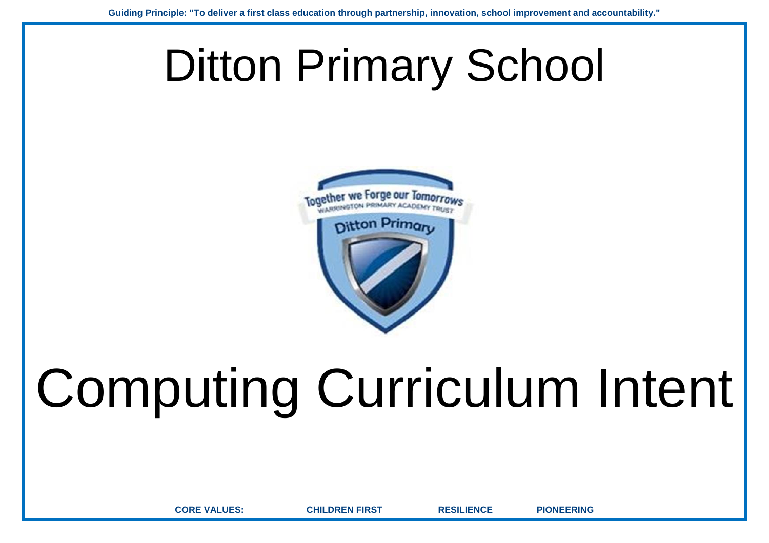Guiding Principle: "To deliver a first class education through partnership, innovation, school improvement and accountability."

# Ditton Primary School

# Computing Curriculum Intent

**CORE VALUES:** **CHILDREN FIRST** **RESILIENCE** **PIONEERING**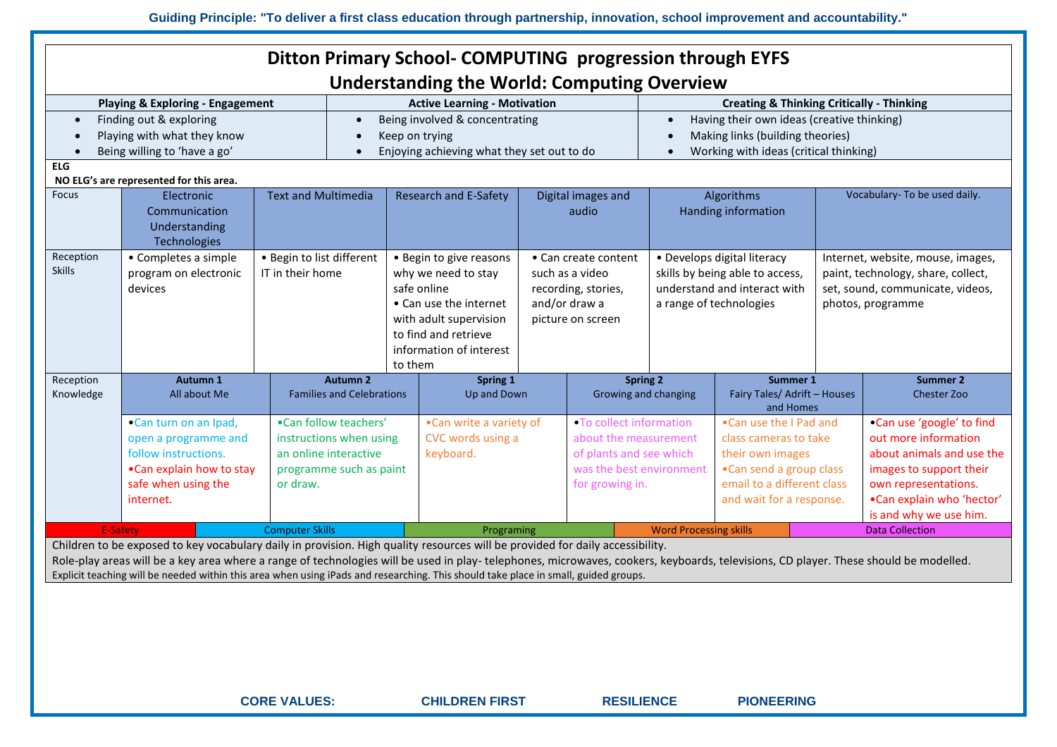# Ditton Primary School- COMPUTING progression through EYFS

## Understanding the World: Computing Overview

| Playing & Exploring - Engagement | Active Learning - Motivation | Creating & Thinking Critically - Thinking |
|---|---|---|
| • Finding out & exploring<br>• Playing with what they know<br>• Being willing to 'have a go' | • Being involved & concentrating<br>• Keep on trying<br>• Enjoying achieving what they set out to do | • Having their own ideas (creative thinking)<br>• Making links (building theories)<br>• Working with ideas (critical thinking) |

**ELG**

**NO ELG's are represented for this area.**

| Focus | Electronic Communication Understanding Technologies | Text and Multimedia | Research and E-Safety | Digital images and audio | Algorithms Handing information | Vocabulary- To be used daily. |
|---|---|---|---|---|---|---|
| Reception Skills | • Completes a simple program on electronic devices | • Begin to list different IT in their home | • Begin to give reasons why we need to stay safe online<br>• Can use the internet with adult supervision to find and retrieve information of interest to them | • Can create content such as a video recording, stories, and/or draw a picture on screen | • Develops digital literacy skills by being able to access, understand and interact with a range of technologies | Internet, website, mouse, images, paint, technology, share, collect, set, sound, communicate, videos, photos, programme |

| Reception Knowledge | **Autumn 1** All about Me | **Autumn 2** Families and Celebrations | **Spring 1** Up and Down | **Spring 2** Growing and changing | **Summer 1** Fairy Tales/ Adrift – Houses and Homes | **Summer 2** Chester Zoo |
|---|---|---|---|---|---|---|
| | •Can turn on an Ipad, open a programme and follow instructions.<br>•Can explain how to stay safe when using the internet. | •Can follow teachers' instructions when using an online interactive programme such as paint or draw. | •Can write a variety of CVC words using a keyboard. | •To collect information about the measurement of plants and see which was the best environment for growing in. | •Can use the I Pad and class cameras to take their own images<br>•Can send a group class email to a different class and wait for a response. | •Can use 'google' to find out more information about animals and use the images to support their own representations.<br>•Can explain who 'hector' is and why we use him. |

| E-Safety | Computer Skills | Programing | Word Processing skills | Data Collection |
|---|---|---|---|---|

Children to be exposed to key vocabulary daily in provision. High quality resources will be provided for daily accessibility.

Role-play areas will be a key area where a range of technologies will be used in play- telephones, microwaves, cookers, keyboards, televisions, CD player. These should be modelled.

Explicit teaching will be needed within this area when using iPads and researching. This should take place in small, guided groups.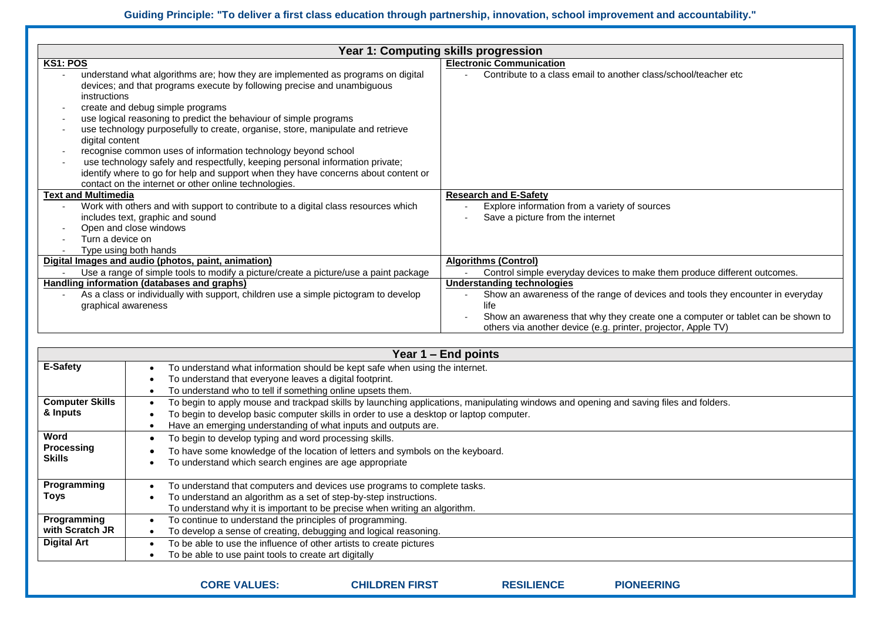**Guiding Principle: "To deliver a first class education through partnership, innovation, school improvement and accountability."**

## Year 1: Computing skills progression

| **KS1: POS** | **Electronic Communication** |
|---|---|
| - understand what algorithms are; how they are implemented as programs on digital devices; and that programs execute by following precise and unambiguous instructions<br>- create and debug simple programs<br>- use logical reasoning to predict the behaviour of simple programs<br>- use technology purposefully to create, organise, store, manipulate and retrieve digital content<br>- recognise common uses of information technology beyond school<br>- use technology safely and respectfully, keeping personal information private; identify where to go for help and support when they have concerns about content or contact on the internet or other online technologies. | - Contribute to a class email to another class/school/teacher etc |
| **Text and Multimedia** | **Research and E-Safety** |
| - Work with others and with support to contribute to a digital class resources which includes text, graphic and sound<br>- Open and close windows<br>- Turn a device on<br>- Type using both hands | - Explore information from a variety of sources<br>- Save a picture from the internet |
| **Digital Images and audio (photos, paint, animation)** | **Algorithms (Control)** |
| - Use a range of simple tools to modify a picture/create a picture/use a paint package | - Control simple everyday devices to make them produce different outcomes. |
| **Handling information (databases and graphs)** | **Understanding technologies** |
| - As a class or individually with support, children use a simple pictogram to develop graphical awareness | - Show an awareness of the range of devices and tools they encounter in everyday life<br>- Show an awareness that why they create one a computer or tablet can be shown to others via another device (e.g. printer, projector, Apple TV) |

## Year 1 – End points

| | |
|---|---|
| **E-Safety** | • To understand what information should be kept safe when using the internet.<br>• To understand that everyone leaves a digital footprint.<br>• To understand who to tell if something online upsets them. |
| **Computer Skills & Inputs** | • To begin to apply mouse and trackpad skills by launching applications, manipulating windows and opening and saving files and folders.<br>• To begin to develop basic computer skills in order to use a desktop or laptop computer.<br>• Have an emerging understanding of what inputs and outputs are. |
| **Word Processing Skills** | • To begin to develop typing and word processing skills.<br>• To have some knowledge of the location of letters and symbols on the keyboard.<br>• To understand which search engines are age appropriate |
| **Programming Toys** | • To understand that computers and devices use programs to complete tasks.<br>• To understand an algorithm as a set of step-by-step instructions.<br>To understand why it is important to be precise when writing an algorithm. |
| **Programming with Scratch JR** | • To continue to understand the principles of programming.<br>• To develop a sense of creating, debugging and logical reasoning. |
| **Digital Art** | • To be able to use the influence of other artists to create pictures<br>• To be able to use paint tools to create art digitally |

**CORE VALUES: CHILDREN FIRST RESILIENCE PIONEERING**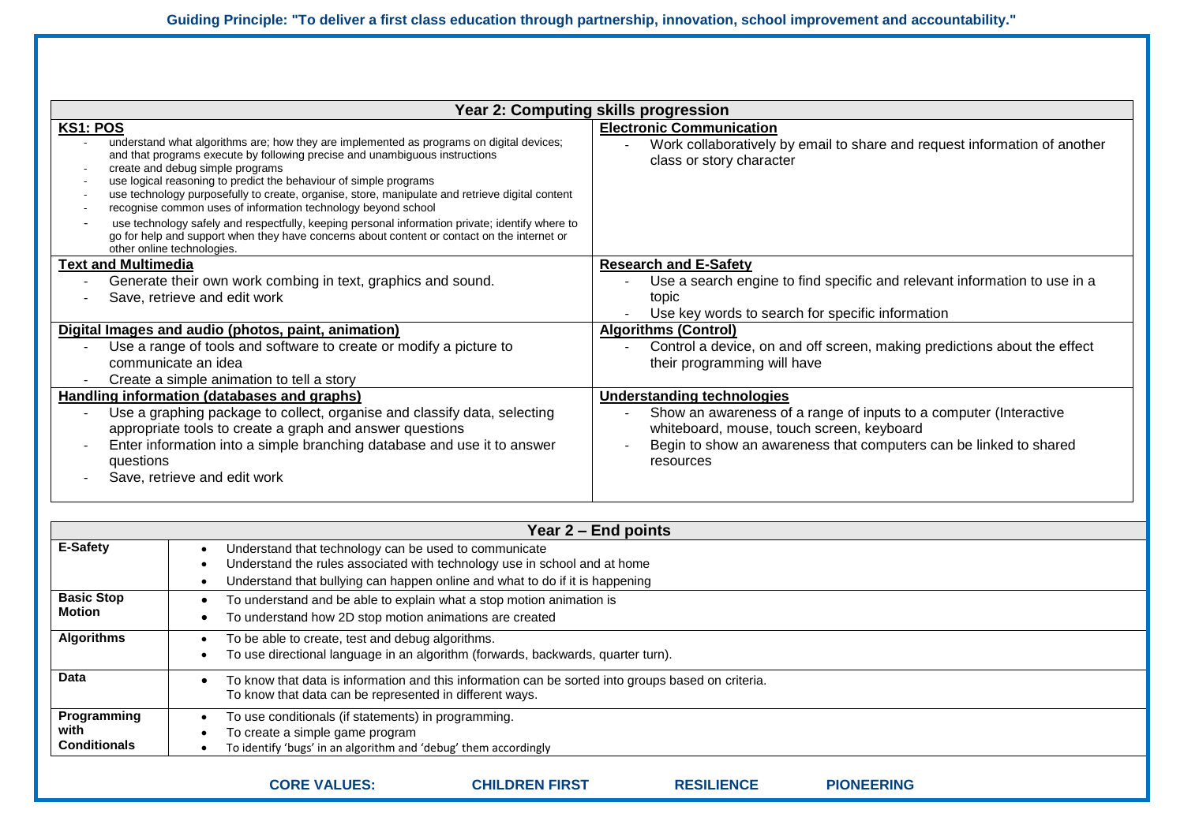**Guiding Principle: "To deliver a first class education through partnership, innovation, school improvement and accountability."**

| Year 2: Computing skills progression | |
|---|---|
| **KS1: POS**<br>- understand what algorithms are; how they are implemented as programs on digital devices; and that programs execute by following precise and unambiguous instructions<br>- create and debug simple programs<br>- use logical reasoning to predict the behaviour of simple programs<br>- use technology purposefully to create, organise, store, manipulate and retrieve digital content<br>- recognise common uses of information technology beyond school<br>- use technology safely and respectfully, keeping personal information private; identify where to go for help and support when they have concerns about content or contact on the internet or other online technologies. | **Electronic Communication**<br>- Work collaboratively by email to share and request information of another class or story character |
| **Text and Multimedia**<br>- Generate their own work combing in text, graphics and sound.<br>- Save, retrieve and edit work | **Research and E-Safety**<br>- Use a search engine to find specific and relevant information to use in a topic<br>- Use key words to search for specific information |
| **Digital Images and audio (photos, paint, animation)**<br>- Use a range of tools and software to create or modify a picture to communicate an idea<br>- Create a simple animation to tell a story | **Algorithms (Control)**<br>- Control a device, on and off screen, making predictions about the effect their programming will have |
| **Handling information (databases and graphs)**<br>- Use a graphing package to collect, organise and classify data, selecting appropriate tools to create a graph and answer questions<br>- Enter information into a simple branching database and use it to answer questions<br>- Save, retrieve and edit work | **Understanding technologies**<br>- Show an awareness of a range of inputs to a computer (Interactive whiteboard, mouse, touch screen, keyboard<br>- Begin to show an awareness that computers can be linked to shared resources |

| Year 2 – End points | |
|---|---|
| **E-Safety** | • Understand that technology can be used to communicate<br>• Understand the rules associated with technology use in school and at home<br>• Understand that bullying can happen online and what to do if it is happening |
| **Basic Stop Motion** | • To understand and be able to explain what a stop motion animation is<br>• To understand how 2D stop motion animations are created |
| **Algorithms** | • To be able to create, test and debug algorithms.<br>• To use directional language in an algorithm (forwards, backwards, quarter turn). |
| **Data** | • To know that data is information and this information can be sorted into groups based on criteria. To know that data can be represented in different ways. |
| **Programming with Conditionals** | • To use conditionals (if statements) in programming.<br>• To create a simple game program<br>• To identify 'bugs' in an algorithm and 'debug' them accordingly |

**CORE VALUES: CHILDREN FIRST RESILIENCE PIONEERING**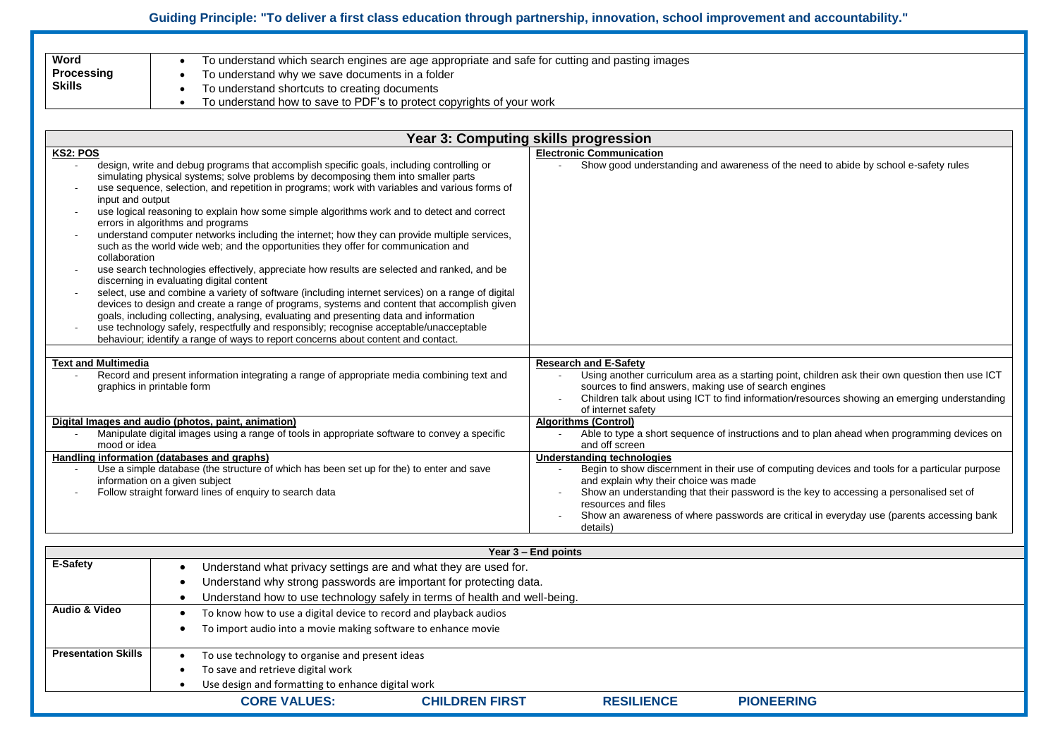**Guiding Principle: "To deliver a first class education through partnership, innovation, school improvement and accountability."**

| Word Processing Skills | • To understand which search engines are age appropriate and safe for cutting and pasting images<br>• To understand why we save documents in a folder<br>• To understand shortcuts to creating documents<br>• To understand how to save to PDF's to protect copyrights of your work |
|---|---|

## Year 3: Computing skills progression

| | |
|---|---|
| **KS2: POS**<br>- design, write and debug programs that accomplish specific goals, including controlling or simulating physical systems; solve problems by decomposing them into smaller parts<br>- use sequence, selection, and repetition in programs; work with variables and various forms of input and output<br>- use logical reasoning to explain how some simple algorithms work and to detect and correct errors in algorithms and programs<br>- understand computer networks including the internet; how they can provide multiple services, such as the world wide web; and the opportunities they offer for communication and collaboration<br>- use search technologies effectively, appreciate how results are selected and ranked, and be discerning in evaluating digital content<br>- select, use and combine a variety of software (including internet services) on a range of digital devices to design and create a range of programs, systems and content that accomplish given goals, including collecting, analysing, evaluating and presenting data and information<br>- use technology safely, respectfully and responsibly; recognise acceptable/unacceptable behaviour; identify a range of ways to report concerns about content and contact. | **Electronic Communication**<br>- Show good understanding and awareness of the need to abide by school e-safety rules |
| **Text and Multimedia**<br>- Record and present information integrating a range of appropriate media combining text and graphics in printable form | **Research and E-Safety**<br>- Using another curriculum area as a starting point, children ask their own question then use ICT sources to find answers, making use of search engines<br>- Children talk about using ICT to find information/resources showing an emerging understanding of internet safety |
| **Digital Images and audio (photos, paint, animation)**<br>- Manipulate digital images using a range of tools in appropriate software to convey a specific mood or idea | **Algorithms (Control)**<br>- Able to type a short sequence of instructions and to plan ahead when programming devices on and off screen |
| **Handling information (databases and graphs)**<br>- Use a simple database (the structure of which has been set up for the) to enter and save information on a given subject<br>- Follow straight forward lines of enquiry to search data | **Understanding technologies**<br>- Begin to show discernment in their use of computing devices and tools for a particular purpose and explain why their choice was made<br>- Show an understanding that their password is the key to accessing a personalised set of resources and files<br>- Show an awareness of where passwords are critical in everyday use (parents accessing bank details) |

## Year 3 – End points

| | |
|---|---|
| **E-Safety** | • Understand what privacy settings are and what they are used for.<br>• Understand why strong passwords are important for protecting data.<br>• Understand how to use technology safely in terms of health and well-being. |
| **Audio & Video** | • To know how to use a digital device to record and playback audios<br>• To import audio into a movie making software to enhance movie |
| **Presentation Skills** | • To use technology to organise and present ideas<br>• To save and retrieve digital work<br>• Use design and formatting to enhance digital work |

**CORE VALUES: CHILDREN FIRST RESILIENCE PIONEERING**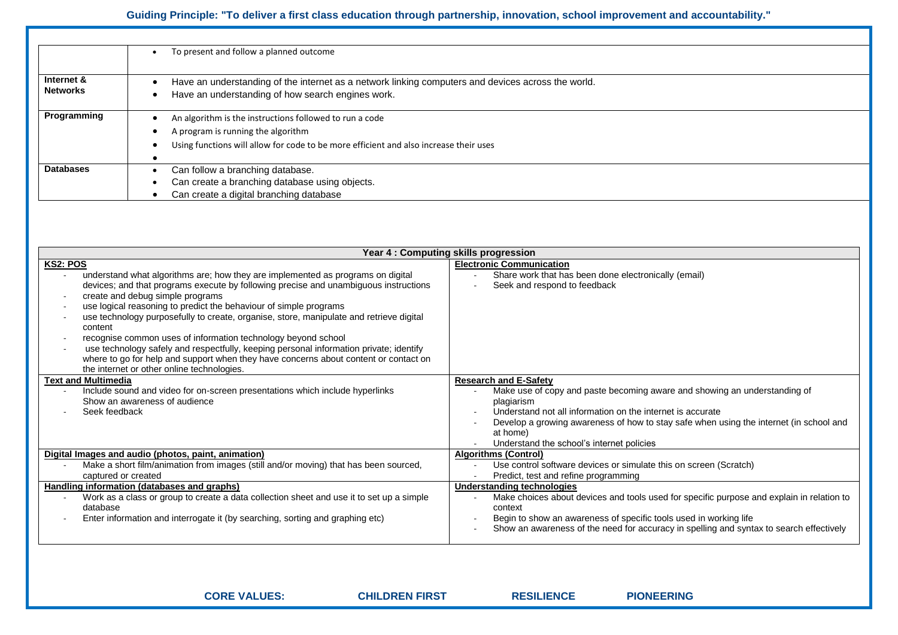| | |
|---|---|
| | • To present and follow a planned outcome |
| **Internet & Networks** | • Have an understanding of the internet as a network linking computers and devices across the world.<br>• Have an understanding of how search engines work. |
| **Programming** | • An algorithm is the instructions followed to run a code<br>• A program is running the algorithm<br>• Using functions will allow for code to be more efficient and also increase their uses<br>• |
| **Databases** | • Can follow a branching database.<br>• Can create a branching database using objects.<br>• Can create a digital branching database |

| **Year 4 : Computing skills progression** | |
|---|---|
| **KS2: POS**<br>- understand what algorithms are; how they are implemented as programs on digital devices; and that programs execute by following precise and unambiguous instructions<br>- create and debug simple programs<br>- use logical reasoning to predict the behaviour of simple programs<br>- use technology purposefully to create, organise, store, manipulate and retrieve digital content<br>- recognise common uses of information technology beyond school<br>- use technology safely and respectfully, keeping personal information private; identify where to go for help and support when they have concerns about content or contact on the internet or other online technologies. | **Electronic Communication**<br>- Share work that has been done electronically (email)<br>- Seek and respond to feedback |
| **Text and Multimedia**<br>- Include sound and video for on-screen presentations which include hyperlinks Show an awareness of audience<br>- Seek feedback | **Research and E-Safety**<br>- Make use of copy and paste becoming aware and showing an understanding of plagiarism<br>- Understand not all information on the internet is accurate<br>- Develop a growing awareness of how to stay safe when using the internet (in school and at home)<br>- Understand the school's internet policies |
| **Digital Images and audio (photos, paint, animation)**<br>- Make a short film/animation from images (still and/or moving) that has been sourced, captured or created | **Algorithms (Control)**<br>- Use control software devices or simulate this on screen (Scratch)<br>- Predict, test and refine programming |
| **Handling information (databases and graphs)**<br>- Work as a class or group to create a data collection sheet and use it to set up a simple database<br>- Enter information and interrogate it (by searching, sorting and graphing etc) | **Understanding technologies**<br>- Make choices about devices and tools used for specific purpose and explain in relation to context<br>- Begin to show an awareness of specific tools used in working life<br>- Show an awareness of the need for accuracy in spelling and syntax to search effectively |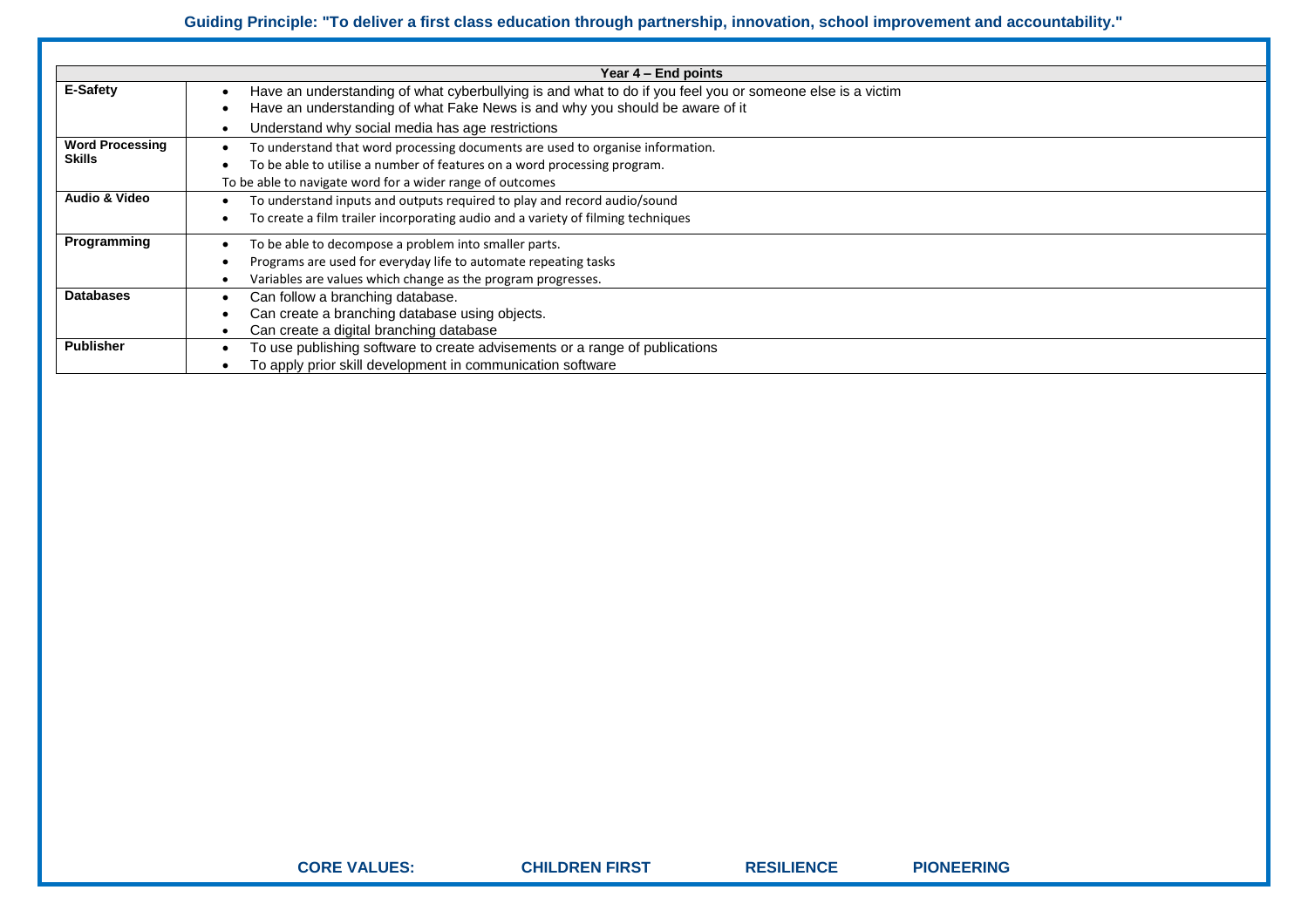**Guiding Principle: "To deliver a first class education through partnership, innovation, school improvement and accountability."**

| Year 4 – End points | |
|---|---|
| **E-Safety** | • Have an understanding of what cyberbullying is and what to do if you feel you or someone else is a victim<br>• Have an understanding of what Fake News is and why you should be aware of it<br>• Understand why social media has age restrictions |
| **Word Processing Skills** | • To understand that word processing documents are used to organise information.<br>• To be able to utilise a number of features on a word processing program.<br>To be able to navigate word for a wider range of outcomes |
| **Audio & Video** | • To understand inputs and outputs required to play and record audio/sound<br>• To create a film trailer incorporating audio and a variety of filming techniques |
| **Programming** | • To be able to decompose a problem into smaller parts.<br>• Programs are used for everyday life to automate repeating tasks<br>• Variables are values which change as the program progresses. |
| **Databases** | • Can follow a branching database.<br>• Can create a branching database using objects.<br>• Can create a digital branching database |
| **Publisher** | • To use publishing software to create advisements or a range of publications<br>• To apply prior skill development in communication software |

**CORE VALUES: CHILDREN FIRST RESILIENCE PIONEERING**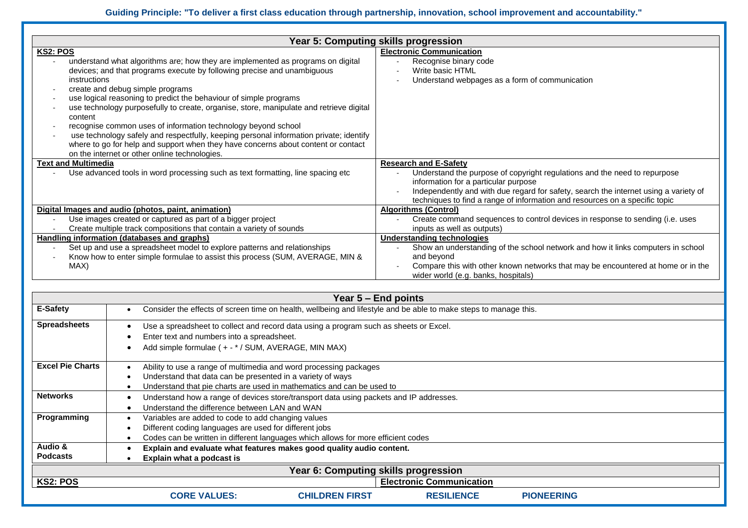**Guiding Principle: "To deliver a first class education through partnership, innovation, school improvement and accountability."**

## Year 5: Computing skills progression

| KS2: POS | Electronic Communication |
|---|---|
| - understand what algorithms are; how they are implemented as programs on digital devices; and that programs execute by following precise and unambiguous instructions<br>- create and debug simple programs<br>- use logical reasoning to predict the behaviour of simple programs<br>- use technology purposefully to create, organise, store, manipulate and retrieve digital content<br>- recognise common uses of information technology beyond school<br>- use technology safely and respectfully, keeping personal information private; identify where to go for help and support when they have concerns about content or contact on the internet or other online technologies. | - Recognise binary code<br>- Write basic HTML<br>- Understand webpages as a form of communication |
| **Text and Multimedia** | **Research and E-Safety** |
| - Use advanced tools in word processing such as text formatting, line spacing etc | - Understand the purpose of copyright regulations and the need to repurpose information for a particular purpose<br>- Independently and with due regard for safety, search the internet using a variety of techniques to find a range of information and resources on a specific topic |
| **Digital Images and audio (photos, paint, animation)** | **Algorithms (Control)** |
| - Use images created or captured as part of a bigger project<br>- Create multiple track compositions that contain a variety of sounds | - Create command sequences to control devices in response to sending (i.e. uses inputs as well as outputs) |
| **Handling information (databases and graphs)** | **Understanding technologies** |
| - Set up and use a spreadsheet model to explore patterns and relationships<br>- Know how to enter simple formulae to assist this process (SUM, AVERAGE, MIN & MAX) | - Show an understanding of the school network and how it links computers in school and beyond<br>- Compare this with other known networks that may be encountered at home or in the wider world (e.g. banks, hospitals) |

## Year 5 – End points

| Area | End points |
|---|---|
| **E-Safety** | • Consider the effects of screen time on health, wellbeing and lifestyle and be able to make steps to manage this. |
| **Spreadsheets** | • Use a spreadsheet to collect and record data using a program such as sheets or Excel.<br>• Enter text and numbers into a spreadsheet.<br>• Add simple formulae ( + - * / SUM, AVERAGE, MIN MAX) |
| **Excel Pie Charts** | • Ability to use a range of multimedia and word processing packages<br>• Understand that data can be presented in a variety of ways<br>• Understand that pie charts are used in mathematics and can be used to |
| **Networks** | • Understand how a range of devices store/transport data using packets and IP addresses.<br>• Understand the difference between LAN and WAN |
| **Programming** | • Variables are added to code to add changing values<br>• Different coding languages are used for different jobs<br>• Codes can be written in different languages which allows for more efficient codes |
| **Audio & Podcasts** | • **Explain and evaluate what features makes good quality audio content.**<br>• **Explain what a podcast is** |

## Year 6: Computing skills progression

| KS2: POS | Electronic Communication |
|---|---|

**CORE VALUES: CHILDREN FIRST RESILIENCE PIONEERING**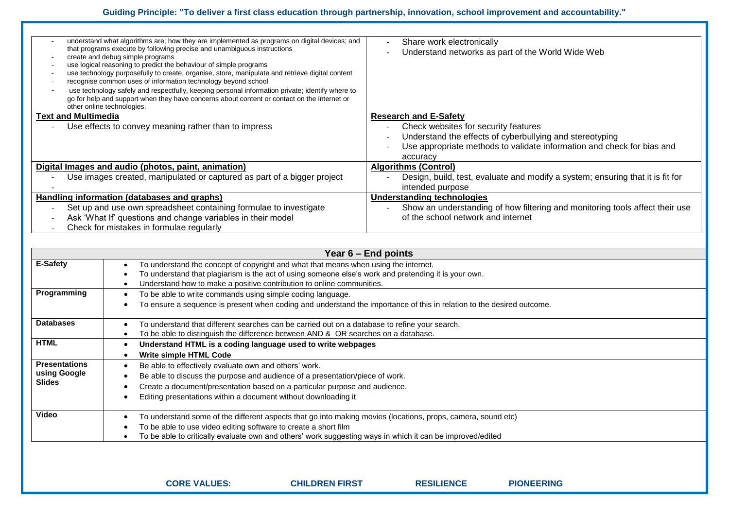| | |
|---|---|
| - understand what algorithms are; how they are implemented as programs on digital devices; and that programs execute by following precise and unambiguous instructions<br>- create and debug simple programs<br>- use logical reasoning to predict the behaviour of simple programs<br>- use technology purposefully to create, organise, store, manipulate and retrieve digital content<br>- recognise common uses of information technology beyond school<br>- use technology safely and respectfully, keeping personal information private; identify where to go for help and support when they have concerns about content or contact on the internet or other online technologies. | - Share work electronically<br>- Understand networks as part of the World Wide Web |
| **Text and Multimedia**<br>- Use effects to convey meaning rather than to impress | **Research and E-Safety**<br>- Check websites for security features<br>- Understand the effects of cyberbullying and stereotyping<br>- Use appropriate methods to validate information and check for bias and accuracy |
| **Digital Images and audio (photos, paint, animation)**<br>- Use images created, manipulated or captured as part of a bigger project<br>- | **Algorithms (Control)**<br>- Design, build, test, evaluate and modify a system; ensuring that it is fit for intended purpose |
| **Handling information (databases and graphs)**<br>- Set up and use own spreadsheet containing formulae to investigate<br>- Ask 'What If' questions and change variables in their model<br>- Check for mistakes in formulae regularly | **Understanding technologies**<br>- Show an understanding of how filtering and monitoring tools affect their use of the school network and internet |

| Year 6 – End points | |
|---|---|
| **E-Safety** | • To understand the concept of copyright and what that means when using the internet.<br>• To understand that plagiarism is the act of using someone else's work and pretending it is your own.<br>• Understand how to make a positive contribution to online communities. |
| **Programming** | • To be able to write commands using simple coding language.<br>• To ensure a sequence is present when coding and understand the importance of this in relation to the desired outcome. |
| **Databases** | • To understand that different searches can be carried out on a database to refine your search.<br>• To be able to distinguish the difference between AND & OR searches on a database. |
| **HTML** | • **Understand HTML is a coding language used to write webpages**<br>• **Write simple HTML Code** |
| **Presentations using Google Slides** | • Be able to effectively evaluate own and others' work.<br>• Be able to discuss the purpose and audience of a presentation/piece of work.<br>• Create a document/presentation based on a particular purpose and audience.<br>• Editing presentations within a document without downloading it |
| **Video** | • To understand some of the different aspects that go into making movies (locations, props, camera, sound etc)<br>• To be able to use video editing software to create a short film<br>• To be able to critically evaluate own and others' work suggesting ways in which it can be improved/edited |